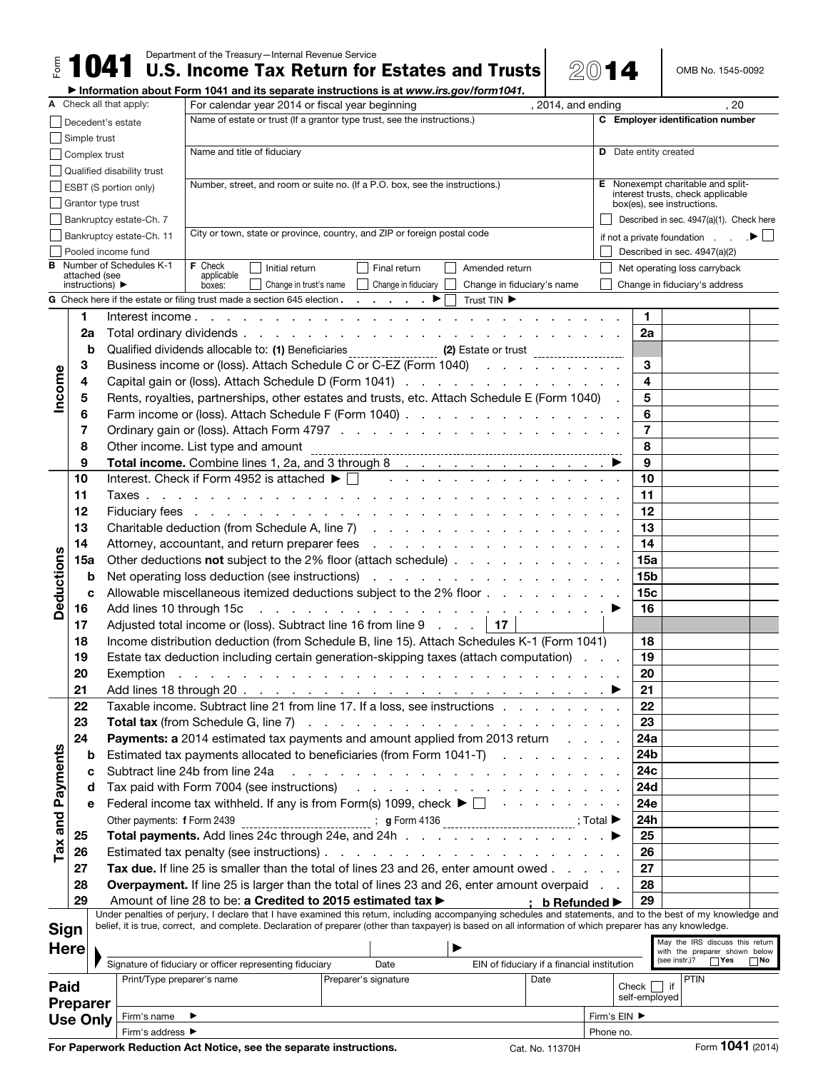Form **1041** Department of the Treasury—Internal Revenue Service

# U.S. Income Tax Return for Estates and Trusts 2014

OMB No. 1545-0092

▶ Information about Form 1041 and its separate instructions is at *www.irs.gov/form1041.*

**A** Check all that apply:

- ☐ Decedent's estate
- ☐ Simple trust
- ☐ Complex trust
- ☐ Qualified disability trust
- ☐ ESBT (S portion only)
- ☐ Grantor type trust
- ☐ Bankruptcy estate-Ch. 7
- ☐ Bankruptcy estate-Ch. 11
- ☐ Pooled income fund

For calendar year 2014 or fiscal year beginning , 2014, and ending , 20

Name of estate or trust (If a grantor type trust, see the instructions.)

**C** Employer identification number

Name and title of fiduciary

**D** Date entity created

Number, street, and room or suite no. (If a P.O. box, see the instructions.)

**E** Nonexempt charitable and split-interest trusts, check applicable box(es), see instructions.

- ☐ Described in sec. 4947(a)(1). Check here if not a private foundation ▶ ☐
- ☐ Described in sec. 4947(a)(2)

City or town, state or province, country, and ZIP or foreign postal code

**B** Number of Schedules K-1 attached (see instructions) ▶

**F** Check applicable boxes: ☐ Initial return ☐ Final return ☐ Amended return ☐ Net operating loss carryback ☐ Change in trust's name ☐ Change in fiduciary ☐ Change in fiduciary's name ☐ Change in fiduciary's address

**G** Check here if the estate or filing trust made a section 645 election . . . . . ▶ ☐ Trust TIN ▶

## Income

| | | | |
|---|---|---|---|
| 1 | Interest income | 1 | |
| 2a | Total ordinary dividends | 2a | |
| b | Qualified dividends allocable to: **(1)** Beneficiaries ______ **(2)** Estate or trust ______ | | |
| 3 | Business income or (loss). Attach Schedule C or C-EZ (Form 1040) | 3 | |
| 4 | Capital gain or (loss). Attach Schedule D (Form 1041) | 4 | |
| 5 | Rents, royalties, partnerships, other estates and trusts, etc. Attach Schedule E (Form 1040) | 5 | |
| 6 | Farm income or (loss). Attach Schedule F (Form 1040) | 6 | |
| 7 | Ordinary gain or (loss). Attach Form 4797 | 7 | |
| 8 | Other income. List type and amount ______ | 8 | |
| 9 | **Total income.** Combine lines 1, 2a, and 3 through 8 ▶ | 9 | |

## Deductions

| | | | |
|---|---|---|---|
| 10 | Interest. Check if Form 4952 is attached ▶ ☐ | 10 | |
| 11 | Taxes | 11 | |
| 12 | Fiduciary fees | 12 | |
| 13 | Charitable deduction (from Schedule A, line 7) | 13 | |
| 14 | Attorney, accountant, and return preparer fees | 14 | |
| 15a | Other deductions **not** subject to the 2% floor (attach schedule) | 15a | |
| b | Net operating loss deduction (see instructions) | 15b | |
| c | Allowable miscellaneous itemized deductions subject to the 2% floor | 15c | |
| 16 | Add lines 10 through 15c ▶ | 16 | |
| 17 | Adjusted total income or (loss). Subtract line 16 from line 9 . . . . 17 | | |
| 18 | Income distribution deduction (from Schedule B, line 15). Attach Schedules K-1 (Form 1041) | 18 | |
| 19 | Estate tax deduction including certain generation-skipping taxes (attach computation) | 19 | |
| 20 | Exemption | 20 | |
| 21 | Add lines 18 through 20 ▶ | 21 | |

## Tax and Payments

| | | | |
|---|---|---|---|
| 22 | Taxable income. Subtract line 21 from line 17. If a loss, see instructions | 22 | |
| 23 | **Total tax** (from Schedule G, line 7) | 23 | |
| 24 | **Payments: a** 2014 estimated tax payments and amount applied from 2013 return | 24a | |
| b | Estimated tax payments allocated to beneficiaries (from Form 1041-T) | 24b | |
| c | Subtract line 24b from line 24a | 24c | |
| d | Tax paid with Form 7004 (see instructions) | 24d | |
| e | Federal income tax withheld. If any is from Form(s) 1099, check ▶ ☐ | 24e | |
| | Other payments: **f** Form 2439 ______ ; **g** Form 4136 ______ ; Total ▶ | 24h | |
| 25 | **Total payments.** Add lines 24c through 24e, and 24h ▶ | 25 | |
| 26 | Estimated tax penalty (see instructions) | 26 | |
| 27 | **Tax due.** If line 25 is smaller than the total of lines 23 and 26, enter amount owed | 27 | |
| 28 | **Overpayment.** If line 25 is larger than the total of lines 23 and 26, enter amount overpaid | 28 | |
| 29 | Amount of line 28 to be: **a Credited to 2015 estimated tax ▶ ; b Refunded ▶** | 29 | |

## Sign Here

Under penalties of perjury, I declare that I have examined this return, including accompanying schedules and statements, and to the best of my knowledge and belief, it is true, correct, and complete. Declaration of preparer (other than taxpayer) is based on all information of which preparer has any knowledge.

Signature of fiduciary or officer representing fiduciary | Date | ▶ EIN of fiduciary if a financial institution

May the IRS discuss this return with the preparer shown below (see instr.)? ☐ **Yes** ☐ **No**

## Paid Preparer Use Only

| Print/Type preparer's name | Preparer's signature | Date | Check ☐ if self-employed | PTIN |
|---|---|---|---|---|
| Firm's name ▶ | | | Firm's EIN ▶ | |
| Firm's address ▶ | | | Phone no. | |

**For Paperwork Reduction Act Notice, see the separate instructions.** Cat. No. 11370H Form **1041** (2014)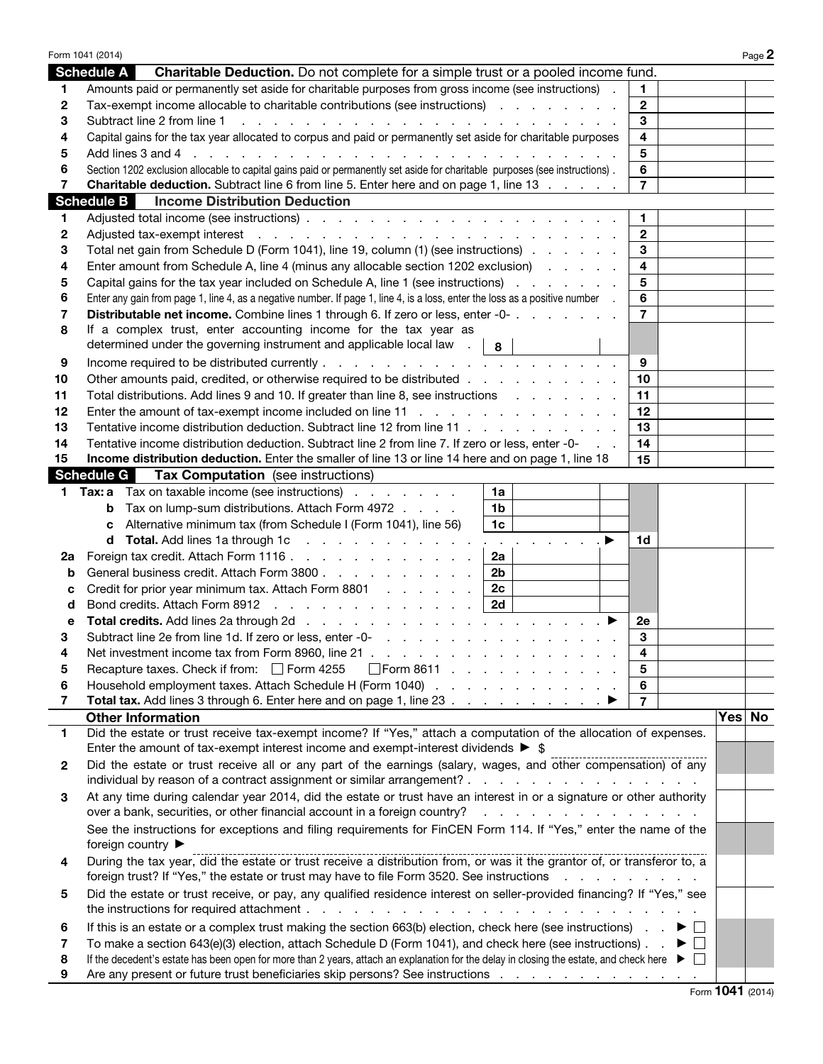## Schedule A — Charitable Deduction. Do not complete for a simple trust or a pooled income fund.

| | | | |
|---|---|---|---|
| 1 | Amounts paid or permanently set aside for charitable purposes from gross income (see instructions) | 1 | |
| 2 | Tax-exempt income allocable to charitable contributions (see instructions) | 2 | |
| 3 | Subtract line 2 from line 1 | 3 | |
| 4 | Capital gains for the tax year allocated to corpus and paid or permanently set aside for charitable purposes | 4 | |
| 5 | Add lines 3 and 4 | 5 | |
| 6 | Section 1202 exclusion allocable to capital gains paid or permanently set aside for charitable purposes (see instructions) | 6 | |
| 7 | **Charitable deduction.** Subtract line 6 from line 5. Enter here and on page 1, line 13 | 7 | |

## Schedule B — Income Distribution Deduction

| | | | |
|---|---|---|---|
| 1 | Adjusted total income (see instructions) | 1 | |
| 2 | Adjusted tax-exempt interest | 2 | |
| 3 | Total net gain from Schedule D (Form 1041), line 19, column (1) (see instructions) | 3 | |
| 4 | Enter amount from Schedule A, line 4 (minus any allocable section 1202 exclusion) | 4 | |
| 5 | Capital gains for the tax year included on Schedule A, line 1 (see instructions) | 5 | |
| 6 | Enter any gain from page 1, line 4, as a negative number. If page 1, line 4, is a loss, enter the loss as a positive number | 6 | |
| 7 | **Distributable net income.** Combine lines 1 through 6. If zero or less, enter -0- | 7 | |
| 8 | If a complex trust, enter accounting income for the tax year as determined under the governing instrument and applicable local law — 8 | | |
| 9 | Income required to be distributed currently | 9 | |
| 10 | Other amounts paid, credited, or otherwise required to be distributed | 10 | |
| 11 | Total distributions. Add lines 9 and 10. If greater than line 8, see instructions | 11 | |
| 12 | Enter the amount of tax-exempt income included on line 11 | 12 | |
| 13 | Tentative income distribution deduction. Subtract line 12 from line 11 | 13 | |
| 14 | Tentative income distribution deduction. Subtract line 2 from line 7. If zero or less, enter -0- | 14 | |
| 15 | **Income distribution deduction.** Enter the smaller of line 13 or line 14 here and on page 1, line 18 | 15 | |

## Schedule G — Tax Computation (see instructions)

| | | | | | |
|---|---|---|---|---|---|
| 1 | **Tax:** a Tax on taxable income (see instructions) | 1a | | | |
| | b Tax on lump-sum distributions. Attach Form 4972 | 1b | | | |
| | c Alternative minimum tax (from Schedule I (Form 1041), line 56) | 1c | | | |
| | d **Total.** Add lines 1a through 1c ▶ | | | 1d | |
| 2a | Foreign tax credit. Attach Form 1116 | 2a | | | |
| b | General business credit. Attach Form 3800 | 2b | | | |
| c | Credit for prior year minimum tax. Attach Form 8801 | 2c | | | |
| d | Bond credits. Attach Form 8912 | 2d | | | |
| e | **Total credits.** Add lines 2a through 2d ▶ | | | 2e | |
| 3 | Subtract line 2e from line 1d. If zero or less, enter -0- | | | 3 | |
| 4 | Net investment income tax from Form 8960, line 21 | | | 4 | |
| 5 | Recapture taxes. Check if from: ☐ Form 4255 ☐ Form 8611 | | | 5 | |
| 6 | Household employment taxes. Attach Schedule H (Form 1040) | | | 6 | |
| 7 | **Total tax.** Add lines 3 through 6. Enter here and on page 1, line 23 ▶ | | | 7 | |

## Other Information

| | | Yes | No |
|---|---|---|---|
| 1 | Did the estate or trust receive tax-exempt income? If "Yes," attach a computation of the allocation of expenses. Enter the amount of tax-exempt interest income and exempt-interest dividends ▶ $ | | |
| 2 | Did the estate or trust receive all or any part of the earnings (salary, wages, and other compensation) of any individual by reason of a contract assignment or similar arrangement? | | |
| 3 | At any time during calendar year 2014, did the estate or trust have an interest in or a signature or other authority over a bank, securities, or other financial account in a foreign country? | | |
| | See the instructions for exceptions and filing requirements for FinCEN Form 114. If "Yes," enter the name of the foreign country ▶ | | |
| 4 | During the tax year, did the estate or trust receive a distribution from, or was it the grantor of, or transferor to, a foreign trust? If "Yes," the estate or trust may have to file Form 3520. See instructions | | |
| 5 | Did the estate or trust receive, or pay, any qualified residence interest on seller-provided financing? If "Yes," see the instructions for required attachment | | |
| 6 | If this is an estate or a complex trust making the section 663(b) election, check here (see instructions) ▶ ☐ | | |
| 7 | To make a section 643(e)(3) election, attach Schedule D (Form 1041), and check here (see instructions) ▶ ☐ | | |
| 8 | If the decedent's estate has been open for more than 2 years, attach an explanation for the delay in closing the estate, and check here ▶ ☐ | | |
| 9 | Are any present or future trust beneficiaries skip persons? See instructions | | |

Form **1041** (2014)